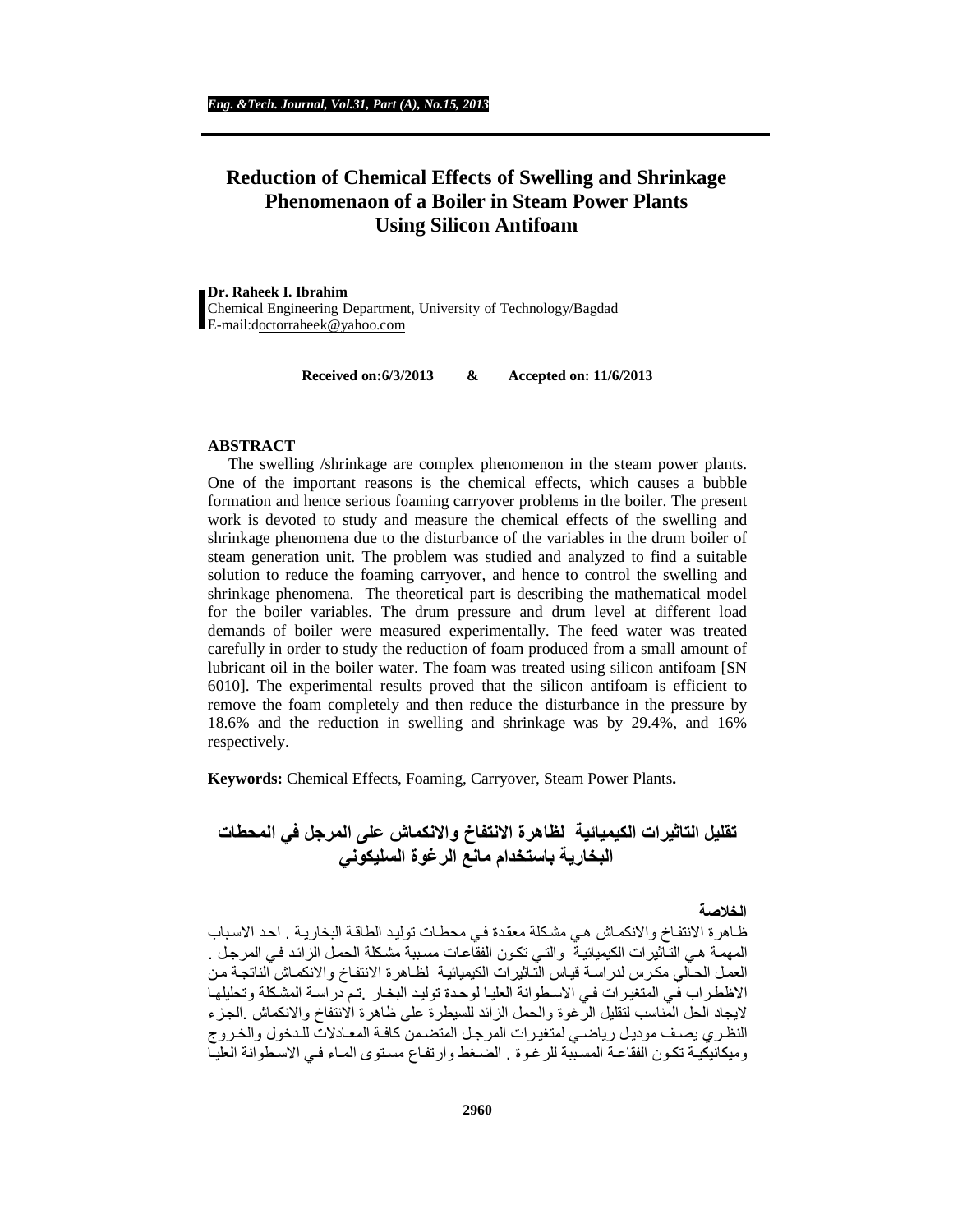# Reduction of Chemical Effects of Swelling and Shrinkage Phenomenaon of a Boiler in Steam Power Plants Using Silicon Antifoam

**Dr. Raheek I. Ibrahim**
Chemical Engineering Department, University of Technology/Bagdad
E-mail:doctorraheek@yahoo.com

**Received on:6/3/2013 & Accepted on: 11/6/2013**

## ABSTRACT

The swelling /shrinkage are complex phenomenon in the steam power plants. One of the important reasons is the chemical effects, which causes a bubble formation and hence serious foaming carryover problems in the boiler. The present work is devoted to study and measure the chemical effects of the swelling and shrinkage phenomena due to the disturbance of the variables in the drum boiler of steam generation unit. The problem was studied and analyzed to find a suitable solution to reduce the foaming carryover, and hence to control the swelling and shrinkage phenomena. The theoretical part is describing the mathematical model for the boiler variables. The drum pressure and drum level at different load demands of boiler were measured experimentally. The feed water was treated carefully in order to study the reduction of foam produced from a small amount of lubricant oil in the boiler water. The foam was treated using silicon antifoam [SN 6010]. The experimental results proved that the silicon antifoam is efficient to remove the foam completely and then reduce the disturbance in the pressure by 18.6% and the reduction in swelling and shrinkage was by 29.4%, and 16% respectively.

**Keywords:** Chemical Effects, Foaming, Carryover, Steam Power Plants**.**

# تقليل التاثيرات الكيميائية لظاهرة الانتفاخ والانكماش على المرجل في المحطات البخارية باستخدام مانع الرغوة السليكوني

## الخلاصة

ظاهرة الانتفاخ والانكماش هي مشكلة معقدة في محطات توليد الطاقة البخارية . احد الاسباب المهمة هي التاثيرات الكيميائية والتي تكون الفقاعات مسببة مشكلة الحمل الزائد في المرجل . العمل الحالي مكرس لدراسة قياس التاثيرات الكيميائية لظاهرة الانتفاخ والانكماش الناتجة من الاظطراب في المتغيرات في الاسطوانة العليا لوحدة توليد البخار .تم دراسة المشكلة وتحليلها لايجاد الحل المناسب لتقليل الرغوة والحمل الزائد للسيطرة على ظاهرة الانتفاخ والانكماش .الجزء النظري يصف موديل رياضي لمتغيرات المرجل المتضمن كافة المعادلات للدخول والخروج وميكانيكية تكون الفقاعة المسببة للرغوة . الضغط وارتفاع مستوى الماء في الاسطوانة العليا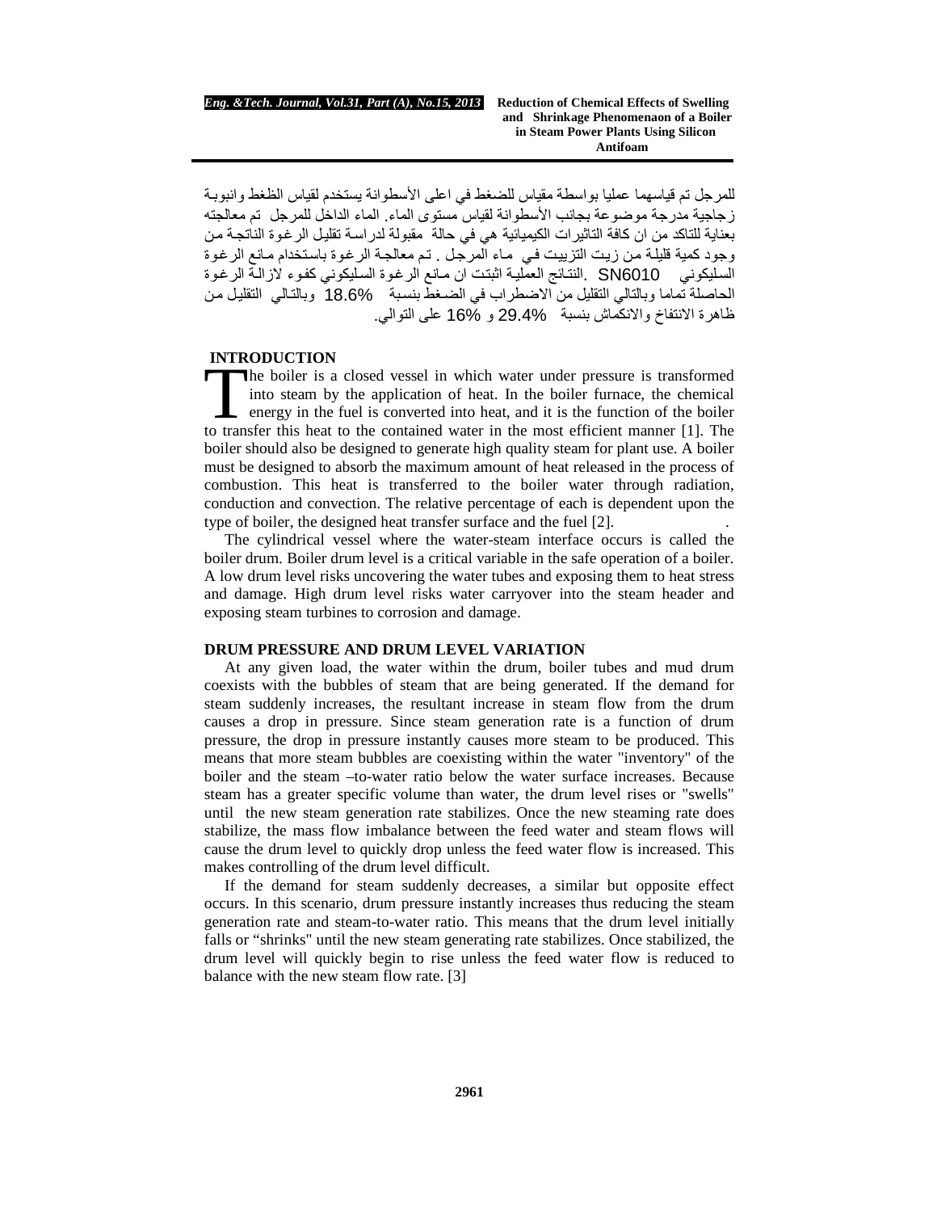للمرجل تم قياسهما عمليا بواسطة مقياس للضغط في اعلى الأسطوانة يستخدم لقياس الظغط وانبوبة زجاجية مدرجة موضوعة بجانب الأسطوانة لقياس مستوى الماء. الماء الداخل للمرجل تم معالجته بعناية للتاكد من ان كافة التاثيرات الكيميائية هي في حالة مقبولة لدراسة تقليل الرغوة الناتجة من وجود كمية قليلة من زيت التزييت في ماء المرجل . تم معالجة الرغوة باستخدام مانع الرغوة السليكوني SN6010 .النتائج العملية اثبتت ان مانع الرغوة السليكوني كفوء لازالة الرغوة الحاصلة تماما وبالتالي التقليل من الاضطراب في الضغط بنسبة 18.6% وبالتالي التقليل من ظاهرة الانتفاخ والانكماش بنسبة 29.4% و 16% على التوالي.

## INTRODUCTION

The boiler is a closed vessel in which water under pressure is transformed into steam by the application of heat. In the boiler furnace, the chemical energy in the fuel is converted into heat, and it is the function of the boiler to transfer this heat to the contained water in the most efficient manner [1]. The boiler should also be designed to generate high quality steam for plant use. A boiler must be designed to absorb the maximum amount of heat released in the process of combustion. This heat is transferred to the boiler water through radiation, conduction and convection. The relative percentage of each is dependent upon the type of boiler, the designed heat transfer surface and the fuel [2].

The cylindrical vessel where the water-steam interface occurs is called the boiler drum. Boiler drum level is a critical variable in the safe operation of a boiler. A low drum level risks uncovering the water tubes and exposing them to heat stress and damage. High drum level risks water carryover into the steam header and exposing steam turbines to corrosion and damage.

## DRUM PRESSURE AND DRUM LEVEL VARIATION

At any given load, the water within the drum, boiler tubes and mud drum coexists with the bubbles of steam that are being generated. If the demand for steam suddenly increases, the resultant increase in steam flow from the drum causes a drop in pressure. Since steam generation rate is a function of drum pressure, the drop in pressure instantly causes more steam to be produced. This means that more steam bubbles are coexisting within the water "inventory" of the boiler and the steam –to-water ratio below the water surface increases. Because steam has a greater specific volume than water, the drum level rises or "swells" until the new steam generation rate stabilizes. Once the new steaming rate does stabilize, the mass flow imbalance between the feed water and steam flows will cause the drum level to quickly drop unless the feed water flow is increased. This makes controlling of the drum level difficult.

If the demand for steam suddenly decreases, a similar but opposite effect occurs. In this scenario, drum pressure instantly increases thus reducing the steam generation rate and steam-to-water ratio. This means that the drum level initially falls or "shrinks" until the new steam generating rate stabilizes. Once stabilized, the drum level will quickly begin to rise unless the feed water flow is reduced to balance with the new steam flow rate. [3]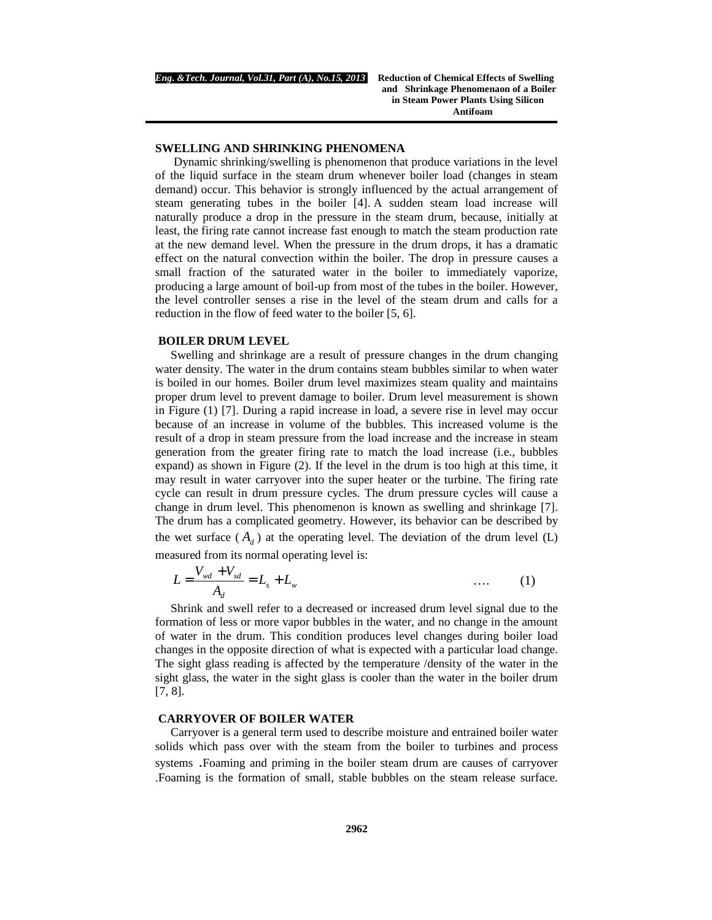## SWELLING AND SHRINKING PHENOMENA

Dynamic shrinking/swelling is phenomenon that produce variations in the level of the liquid surface in the steam drum whenever boiler load (changes in steam demand) occur. This behavior is strongly influenced by the actual arrangement of steam generating tubes in the boiler [4]. A sudden steam load increase will naturally produce a drop in the pressure in the steam drum, because, initially at least, the firing rate cannot increase fast enough to match the steam production rate at the new demand level. When the pressure in the drum drops, it has a dramatic effect on the natural convection within the boiler. The drop in pressure causes a small fraction of the saturated water in the boiler to immediately vaporize, producing a large amount of boil-up from most of the tubes in the boiler. However, the level controller senses a rise in the level of the steam drum and calls for a reduction in the flow of feed water to the boiler [5, 6].

## BOILER DRUM LEVEL

Swelling and shrinkage are a result of pressure changes in the drum changing water density. The water in the drum contains steam bubbles similar to when water is boiled in our homes. Boiler drum level maximizes steam quality and maintains proper drum level to prevent damage to boiler. Drum level measurement is shown in Figure (1) [7]. During a rapid increase in load, a severe rise in level may occur because of an increase in volume of the bubbles. This increased volume is the result of a drop in steam pressure from the load increase and the increase in steam generation from the greater firing rate to match the load increase (i.e., bubbles expand) as shown in Figure (2). If the level in the drum is too high at this time, it may result in water carryover into the super heater or the turbine. The firing rate cycle can result in drum pressure cycles. The drum pressure cycles will cause a change in drum level. This phenomenon is known as swelling and shrinkage [7]. The drum has a complicated geometry. However, its behavior can be described by the wet surface ($A_d$) at the operating level. The deviation of the drum level (L) measured from its normal operating level is:

$$L = \frac{V_{wd} + V_{sd}}{A_d} = L_s + L_w \quad \text{....} \quad (1)$$

Shrink and swell refer to a decreased or increased drum level signal due to the formation of less or more vapor bubbles in the water, and no change in the amount of water in the drum. This condition produces level changes during boiler load changes in the opposite direction of what is expected with a particular load change. The sight glass reading is affected by the temperature /density of the water in the sight glass, the water in the sight glass is cooler than the water in the boiler drum [7, 8].

## CARRYOVER OF BOILER WATER

Carryover is a general term used to describe moisture and entrained boiler water solids which pass over with the steam from the boiler to turbines and process systems .Foaming and priming in the boiler steam drum are causes of carryover .Foaming is the formation of small, stable bubbles on the steam release surface.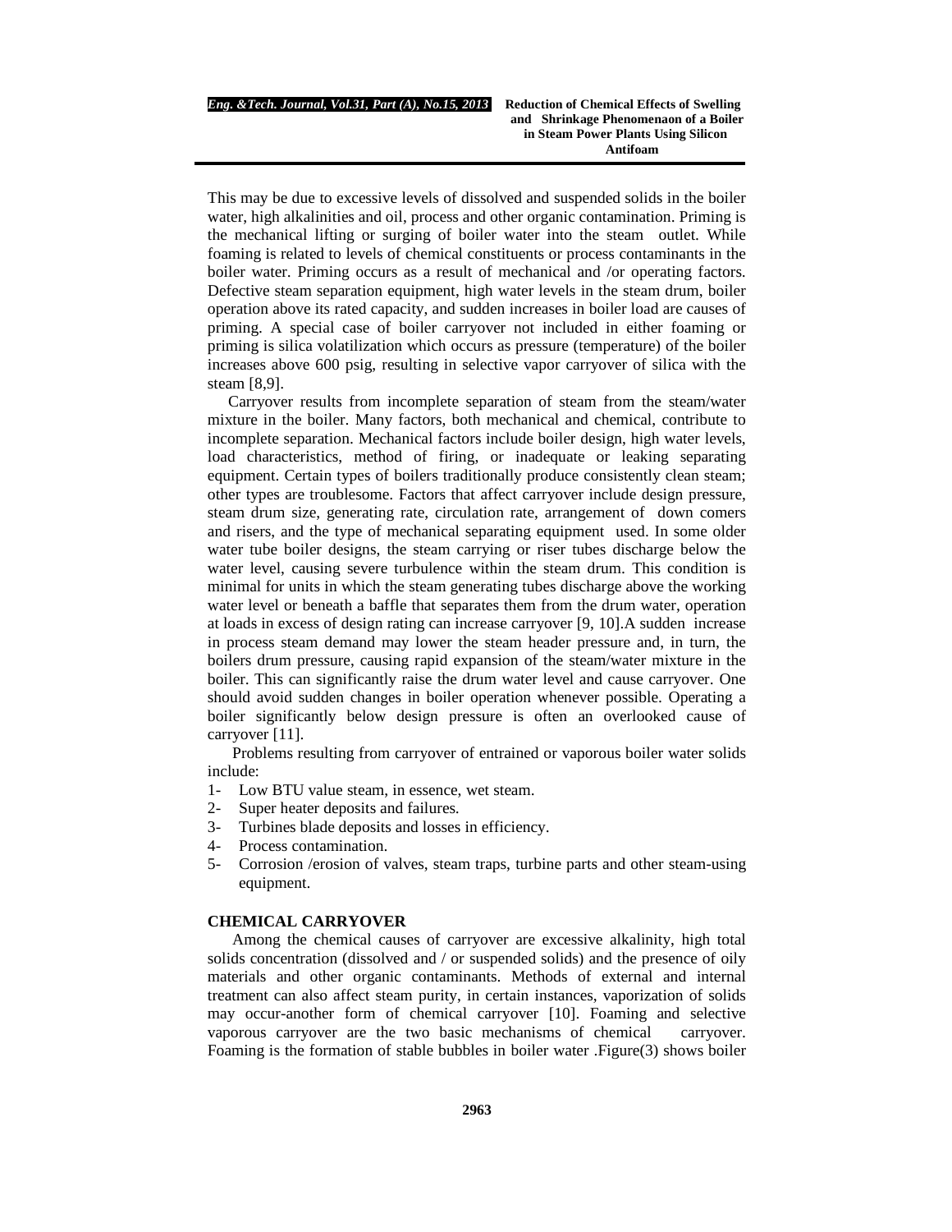This may be due to excessive levels of dissolved and suspended solids in the boiler water, high alkalinities and oil, process and other organic contamination. Priming is the mechanical lifting or surging of boiler water into the steam outlet. While foaming is related to levels of chemical constituents or process contaminants in the boiler water. Priming occurs as a result of mechanical and /or operating factors. Defective steam separation equipment, high water levels in the steam drum, boiler operation above its rated capacity, and sudden increases in boiler load are causes of priming. A special case of boiler carryover not included in either foaming or priming is silica volatilization which occurs as pressure (temperature) of the boiler increases above 600 psig, resulting in selective vapor carryover of silica with the steam [8,9].

Carryover results from incomplete separation of steam from the steam/water mixture in the boiler. Many factors, both mechanical and chemical, contribute to incomplete separation. Mechanical factors include boiler design, high water levels, load characteristics, method of firing, or inadequate or leaking separating equipment. Certain types of boilers traditionally produce consistently clean steam; other types are troublesome. Factors that affect carryover include design pressure, steam drum size, generating rate, circulation rate, arrangement of down comers and risers, and the type of mechanical separating equipment used. In some older water tube boiler designs, the steam carrying or riser tubes discharge below the water level, causing severe turbulence within the steam drum. This condition is minimal for units in which the steam generating tubes discharge above the working water level or beneath a baffle that separates them from the drum water, operation at loads in excess of design rating can increase carryover [9, 10].A sudden increase in process steam demand may lower the steam header pressure and, in turn, the boilers drum pressure, causing rapid expansion of the steam/water mixture in the boiler. This can significantly raise the drum water level and cause carryover. One should avoid sudden changes in boiler operation whenever possible. Operating a boiler significantly below design pressure is often an overlooked cause of carryover [11].

Problems resulting from carryover of entrained or vaporous boiler water solids include:

1- Low BTU value steam, in essence, wet steam.
2- Super heater deposits and failures.
3- Turbines blade deposits and losses in efficiency.
4- Process contamination.
5- Corrosion /erosion of valves, steam traps, turbine parts and other steam-using equipment.

## CHEMICAL CARRYOVER

Among the chemical causes of carryover are excessive alkalinity, high total solids concentration (dissolved and / or suspended solids) and the presence of oily materials and other organic contaminants. Methods of external and internal treatment can also affect steam purity, in certain instances, vaporization of solids may occur-another form of chemical carryover [10]. Foaming and selective vaporous carryover are the two basic mechanisms of chemical carryover. Foaming is the formation of stable bubbles in boiler water .Figure(3) shows boiler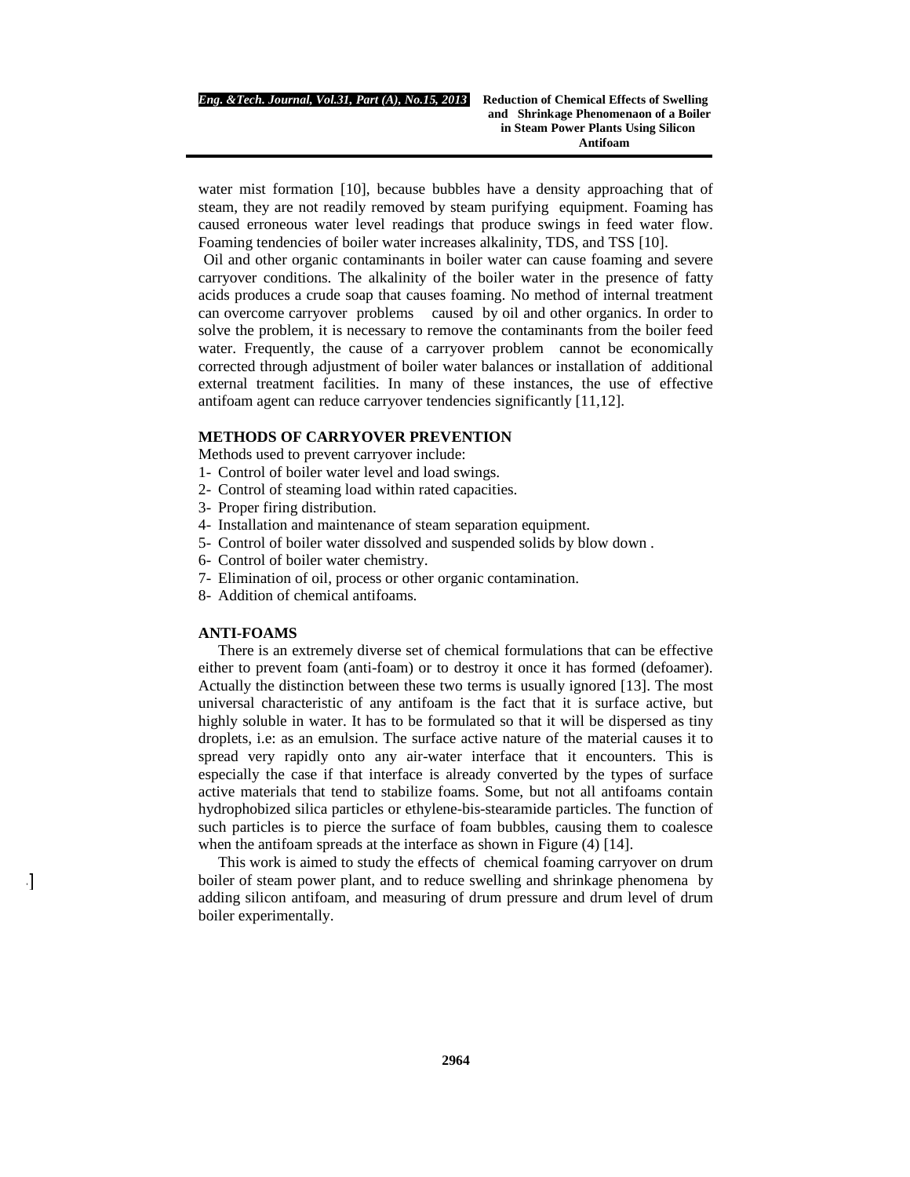water mist formation [10], because bubbles have a density approaching that of steam, they are not readily removed by steam purifying equipment. Foaming has caused erroneous water level readings that produce swings in feed water flow. Foaming tendencies of boiler water increases alkalinity, TDS, and TSS [10].

Oil and other organic contaminants in boiler water can cause foaming and severe carryover conditions. The alkalinity of the boiler water in the presence of fatty acids produces a crude soap that causes foaming. No method of internal treatment can overcome carryover problems caused by oil and other organics. In order to solve the problem, it is necessary to remove the contaminants from the boiler feed water. Frequently, the cause of a carryover problem cannot be economically corrected through adjustment of boiler water balances or installation of additional external treatment facilities. In many of these instances, the use of effective antifoam agent can reduce carryover tendencies significantly [11,12].

## METHODS OF CARRYOVER PREVENTION

Methods used to prevent carryover include:

1- Control of boiler water level and load swings.
2- Control of steaming load within rated capacities.
3- Proper firing distribution.
4- Installation and maintenance of steam separation equipment.
5- Control of boiler water dissolved and suspended solids by blow down .
6- Control of boiler water chemistry.
7- Elimination of oil, process or other organic contamination.
8- Addition of chemical antifoams.

## ANTI-FOAMS

There is an extremely diverse set of chemical formulations that can be effective either to prevent foam (anti-foam) or to destroy it once it has formed (defoamer). Actually the distinction between these two terms is usually ignored [13]. The most universal characteristic of any antifoam is the fact that it is surface active, but highly soluble in water. It has to be formulated so that it will be dispersed as tiny droplets, i.e: as an emulsion. The surface active nature of the material causes it to spread very rapidly onto any air-water interface that it encounters. This is especially the case if that interface is already converted by the types of surface active materials that tend to stabilize foams. Some, but not all antifoams contain hydrophobized silica particles or ethylene-bis-stearamide particles. The function of such particles is to pierce the surface of foam bubbles, causing them to coalesce when the antifoam spreads at the interface as shown in Figure (4) [14].

This work is aimed to study the effects of chemical foaming carryover on drum boiler of steam power plant, and to reduce swelling and shrinkage phenomena by adding silicon antifoam, and measuring of drum pressure and drum level of drum boiler experimentally.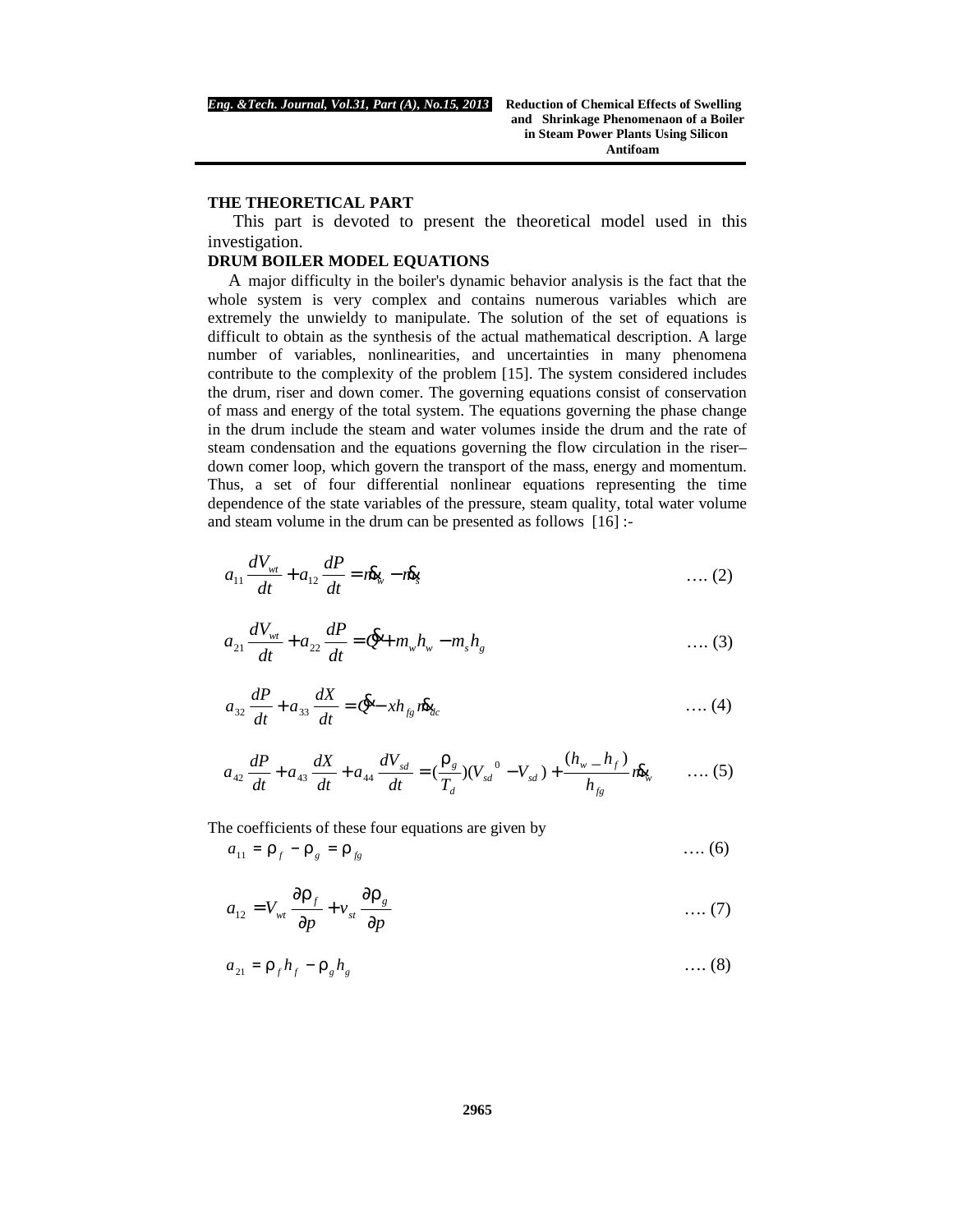## THE THEORETICAL PART

This part is devoted to present the theoretical model used in this investigation.

## DRUM BOILER MODEL EQUATIONS

A major difficulty in the boiler's dynamic behavior analysis is the fact that the whole system is very complex and contains numerous variables which are extremely the unwieldy to manipulate. The solution of the set of equations is difficult to obtain as the synthesis of the actual mathematical description. A large number of variables, nonlinearities, and uncertainties in many phenomena contribute to the complexity of the problem [15]. The system considered includes the drum, riser and down comer. The governing equations consist of conservation of mass and energy of the total system. The equations governing the phase change in the drum include the steam and water volumes inside the drum and the rate of steam condensation and the equations governing the flow circulation in the riser–down comer loop, which govern the transport of the mass, energy and momentum. Thus, a set of four differential nonlinear equations representing the time dependence of the state variables of the pressure, steam quality, total water volume and steam volume in the drum can be presented as follows [16] :-

$$a_{11}\frac{dV_{wt}}{dt} + a_{12}\frac{dP}{dt} = \dot{m}_w - \dot{m}_s \qquad \text{…. (2)}$$

$$a_{21}\frac{dV_{wt}}{dt} + a_{22}\frac{dP}{dt} = \dot{Q} + m_w h_w - m_s h_g \qquad \text{…. (3)}$$

$$a_{32}\frac{dP}{dt} + a_{33}\frac{dX}{dt} = \dot{Q} - x h_{fg}\dot{m}_{dc} \qquad \text{…. (4)}$$

$$a_{42}\frac{dP}{dt} + a_{43}\frac{dX}{dt} + a_{44}\frac{dV_{sd}}{dt} = \left(\frac{\rho_g}{T_d}\right)(V_{sd}^{\;0} - V_{sd}) + \frac{(h_w - h_f)}{h_{fg}}\dot{m}_w \qquad \text{…. (5)}$$

The coefficients of these four equations are given by

$$a_{11} = \rho_f - \rho_g = \rho_{fg} \qquad \text{…. (6)}$$

$$a_{12} = V_{wt}\frac{\partial \rho_f}{\partial p} + v_{st}\frac{\partial \rho_g}{\partial p} \qquad \text{…. (7)}$$

$$a_{21} = \rho_f h_f - \rho_g h_g \qquad \text{…. (8)}$$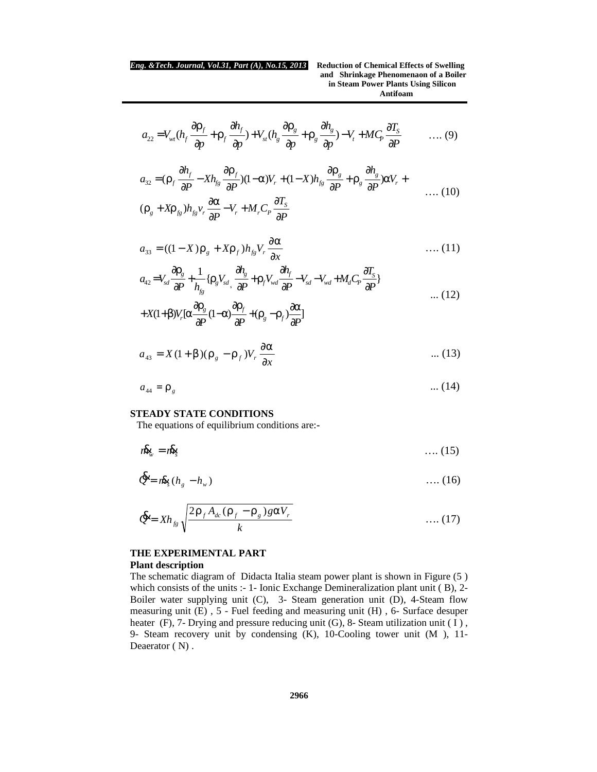$$a_{22} = V_{wt}(h_f \frac{\partial \rho_f}{\partial p} + \rho_f \frac{\partial h_f}{\partial p}) + V_{st}(h_g \frac{\partial \rho_g}{\partial p} + \rho_g \frac{\partial h_g}{\partial p}) - V_t + MC_P \frac{\partial T_S}{\partial P} \quad \text{…. (9)}$$

$$a_{32} = (\rho_f \frac{\partial h_f}{\partial P} - Xh_{fg} \frac{\partial \rho_f}{\partial P})(1-\alpha)V_r + (1-X)h_{fg} \frac{\partial \rho_g}{\partial P} + \rho_g \frac{\partial h_g}{\partial P})\alpha V_r + (\rho_g + X\rho_{fg})h_{fg} v_r \frac{\partial \alpha}{\partial P} - V_r + M_r C_P \frac{\partial T_S}{\partial P} \quad \text{…. (10)}$$

$$a_{33} = ((1-X)\rho_g + X\rho_f)h_{fg} V_r \frac{\partial \alpha}{\partial x} \quad \text{…. (11)}$$

$$a_{42} = V_{sd} \frac{\partial \rho_g}{\partial P} + \frac{1}{h_{fg}}\{\rho_g V_{sd_s} \frac{\partial h_g}{\partial P} + \rho_f V_{wd} \frac{\partial h_f}{\partial P} - V_{sd} - V_{wd} + M_d C_P \frac{\partial T_S}{\partial P}\} + X(1+\beta)V_r[\alpha \frac{\partial \rho_g}{\partial P}(1-\alpha)\frac{\partial \rho_f}{\partial P} + (\rho_g - \rho_f)\frac{\partial \alpha}{\partial P}] \quad \text{... (12)}$$

$$a_{43} = X(1+\beta)(\rho_g - \rho_f)V_r \frac{\partial \alpha}{\partial x} \quad \text{... (13)}$$

$$a_{44} = \rho_g \quad \text{... (14)}$$

**STEADY STATE CONDITIONS**

The equations of equilibrium conditions are:-

$$\dot{m}_w = \dot{m}_s \quad \text{…. (15)}$$

$$\dot{Q} = \dot{m}_s(h_g - h_w) \quad \text{…. (16)}$$

$$\dot{Q} = Xh_{fg}\sqrt{\frac{2\rho_f A_{dc}(\rho_f - \rho_g)g\alpha V_r}{k}} \quad \text{…. (17)}$$

**THE EXPERIMENTAL PART**

**Plant description**

The schematic diagram of Didacta Italia steam power plant is shown in Figure (5 ) which consists of the units :- 1- Ionic Exchange Demineralization plant unit ( B), 2- Boiler water supplying unit (C), 3- Steam generation unit (D), 4-Steam flow measuring unit (E) , 5 - Fuel feeding and measuring unit (H) , 6- Surface desuper heater (F), 7- Drying and pressure reducing unit (G), 8- Steam utilization unit ( I ) , 9- Steam recovery unit by condensing (K), 10-Cooling tower unit (M ), 11- Deaerator ( N) .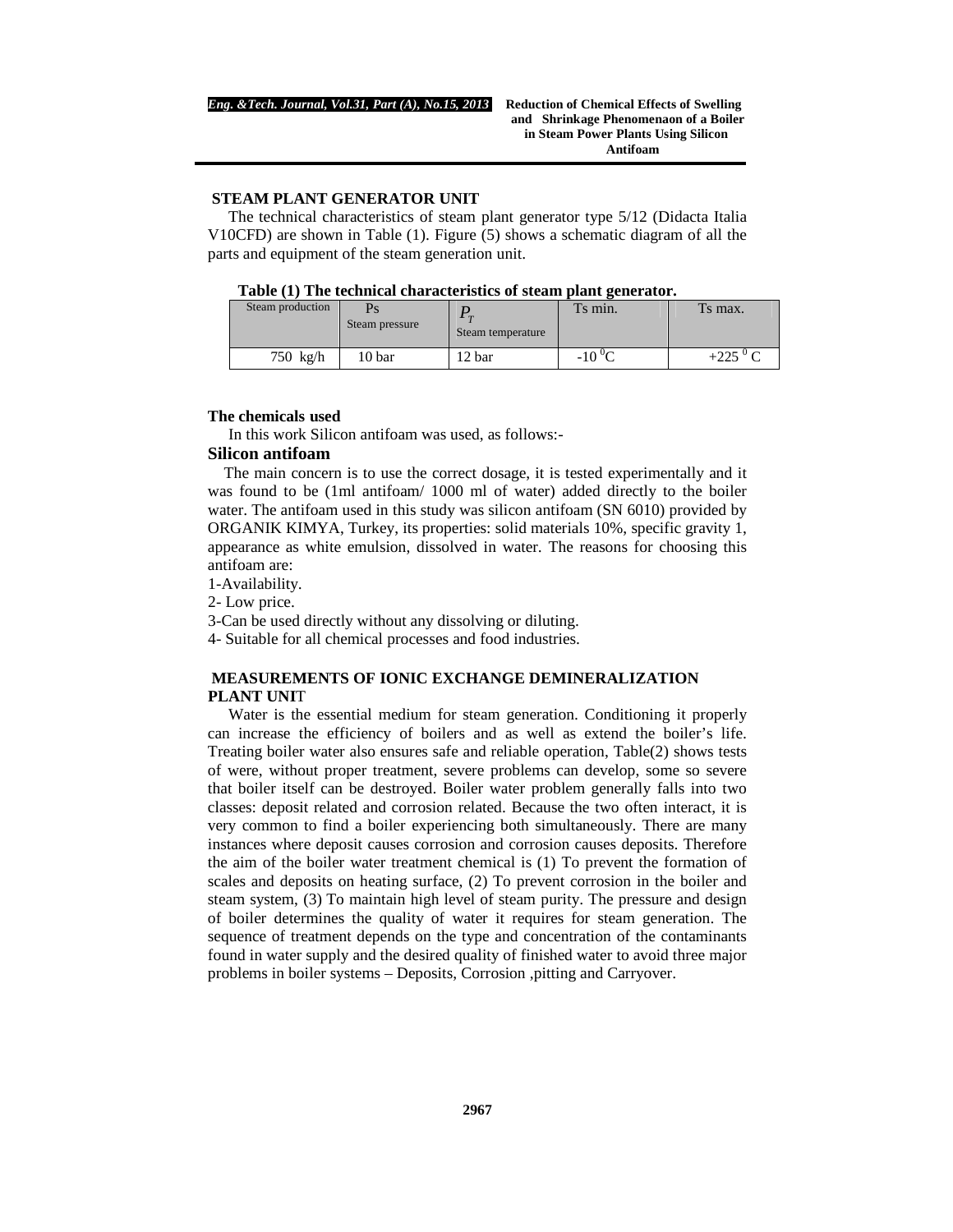## STEAM PLANT GENERATOR UNIT

The technical characteristics of steam plant generator type 5/12 (Didacta Italia V10CFD) are shown in Table (1). Figure (5) shows a schematic diagram of all the parts and equipment of the steam generation unit.

**Table (1) The technical characteristics of steam plant generator.**

| Steam production | Ps Steam pressure | $P_T$ Steam temperature | Ts min. | Ts max. |
|---|---|---|---|---|
| 750 kg/h | 10 bar | 12 bar | -10 $^0$C | +225 $^0$ C |

### The chemicals used

In this work Silicon antifoam was used, as follows:-

### Silicon antifoam

The main concern is to use the correct dosage, it is tested experimentally and it was found to be (1ml antifoam/ 1000 ml of water) added directly to the boiler water. The antifoam used in this study was silicon antifoam (SN 6010) provided by ORGANIK KIMYA, Turkey, its properties: solid materials 10%, specific gravity 1, appearance as white emulsion, dissolved in water. The reasons for choosing this antifoam are:

1-Availability.

2- Low price.

3-Can be used directly without any dissolving or diluting.

4- Suitable for all chemical processes and food industries.

## MEASUREMENTS OF IONIC EXCHANGE DEMINERALIZATION PLANT UNIT

Water is the essential medium for steam generation. Conditioning it properly can increase the efficiency of boilers and as well as extend the boiler's life. Treating boiler water also ensures safe and reliable operation, Table(2) shows tests of were, without proper treatment, severe problems can develop, some so severe that boiler itself can be destroyed. Boiler water problem generally falls into two classes: deposit related and corrosion related. Because the two often interact, it is very common to find a boiler experiencing both simultaneously. There are many instances where deposit causes corrosion and corrosion causes deposits. Therefore the aim of the boiler water treatment chemical is (1) To prevent the formation of scales and deposits on heating surface, (2) To prevent corrosion in the boiler and steam system, (3) To maintain high level of steam purity. The pressure and design of boiler determines the quality of water it requires for steam generation. The sequence of treatment depends on the type and concentration of the contaminants found in water supply and the desired quality of finished water to avoid three major problems in boiler systems – Deposits, Corrosion ,pitting and Carryover.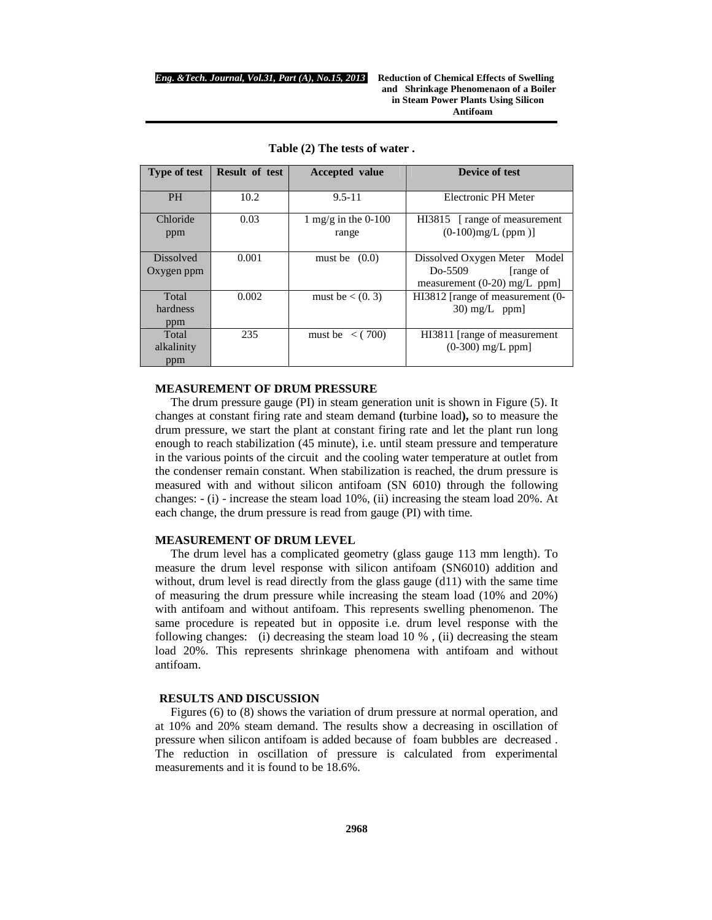**Table (2) The tests of water .**

| Type of test | Result of test | Accepted value | Device of test |
|---|---|---|---|
| PH | 10.2 | 9.5-11 | Electronic PH Meter |
| Chloride ppm | 0.03 | 1 mg/g in the 0-100 range | HI3815 [ range of measurement (0-100)mg/L (ppm )] |
| Dissolved Oxygen ppm | 0.001 | must be (0.0) | Dissolved Oxygen Meter Model Do-5509 [range of measurement (0-20) mg/L ppm] |
| Total hardness ppm | 0.002 | must be < (0. 3) | HI3812 [range of measurement (0-30) mg/L ppm] |
| Total alkalinity ppm | 235 | must be < ( 700) | HI3811 [range of measurement (0-300) mg/L ppm] |

## MEASUREMENT OF DRUM PRESSURE

The drum pressure gauge (PI) in steam generation unit is shown in Figure (5). It changes at constant firing rate and steam demand **(**turbine load**),** so to measure the drum pressure, we start the plant at constant firing rate and let the plant run long enough to reach stabilization (45 minute), i.e. until steam pressure and temperature in the various points of the circuit and the cooling water temperature at outlet from the condenser remain constant. When stabilization is reached, the drum pressure is measured with and without silicon antifoam (SN 6010) through the following changes: - (i) - increase the steam load 10%, (ii) increasing the steam load 20%. At each change, the drum pressure is read from gauge (PI) with time.

## MEASUREMENT OF DRUM LEVEL

The drum level has a complicated geometry (glass gauge 113 mm length). To measure the drum level response with silicon antifoam (SN6010) addition and without, drum level is read directly from the glass gauge (d11) with the same time of measuring the drum pressure while increasing the steam load (10% and 20%) with antifoam and without antifoam. This represents swelling phenomenon. The same procedure is repeated but in opposite i.e. drum level response with the following changes: (i) decreasing the steam load 10 % , (ii) decreasing the steam load 20%. This represents shrinkage phenomena with antifoam and without antifoam.

## RESULTS AND DISCUSSION

Figures (6) to (8) shows the variation of drum pressure at normal operation, and at 10% and 20% steam demand. The results show a decreasing in oscillation of pressure when silicon antifoam is added because of foam bubbles are decreased . The reduction in oscillation of pressure is calculated from experimental measurements and it is found to be 18.6%.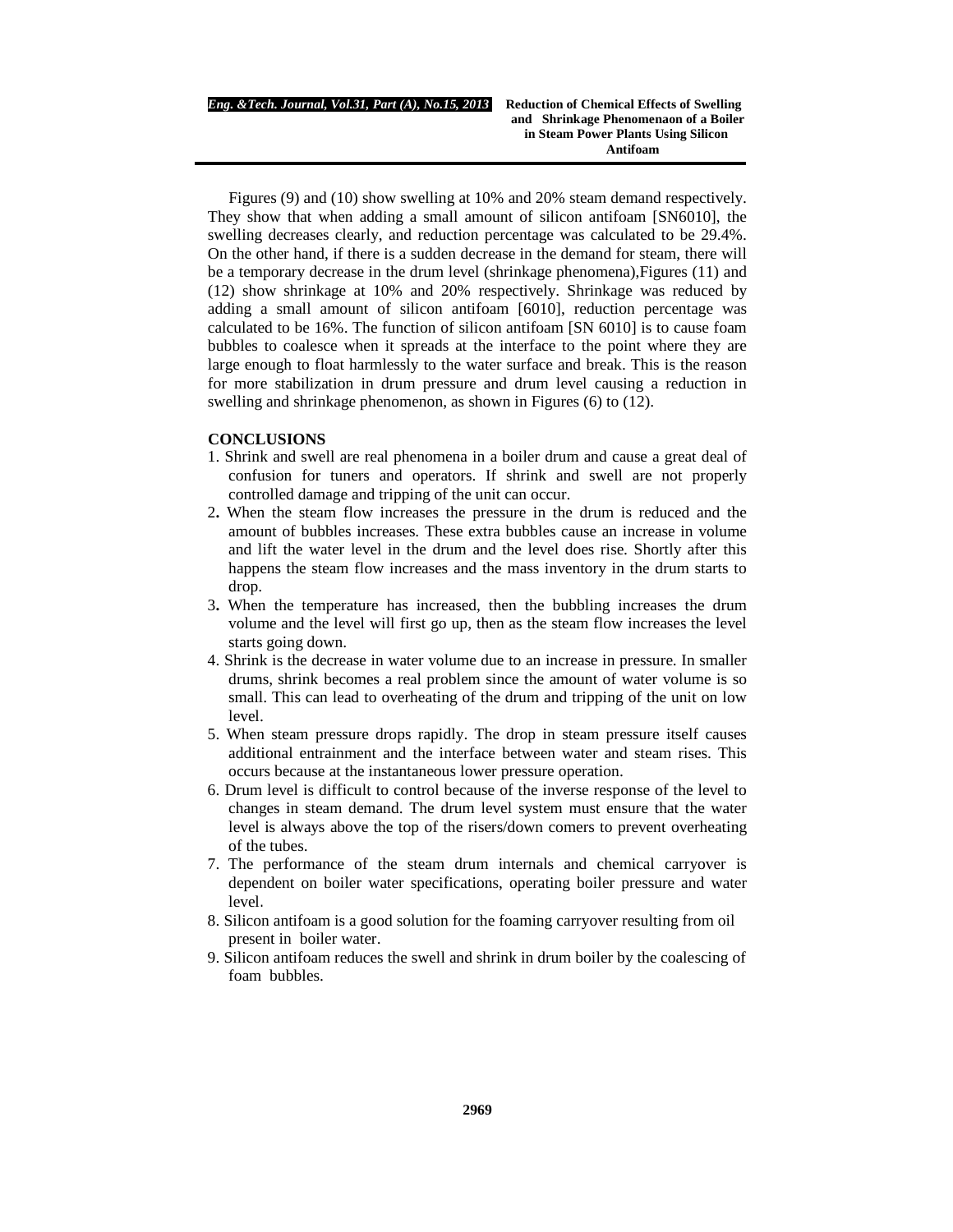Figures (9) and (10) show swelling at 10% and 20% steam demand respectively. They show that when adding a small amount of silicon antifoam [SN6010], the swelling decreases clearly, and reduction percentage was calculated to be 29.4%. On the other hand, if there is a sudden decrease in the demand for steam, there will be a temporary decrease in the drum level (shrinkage phenomena),Figures (11) and (12) show shrinkage at 10% and 20% respectively. Shrinkage was reduced by adding a small amount of silicon antifoam [6010], reduction percentage was calculated to be 16%. The function of silicon antifoam [SN 6010] is to cause foam bubbles to coalesce when it spreads at the interface to the point where they are large enough to float harmlessly to the water surface and break. This is the reason for more stabilization in drum pressure and drum level causing a reduction in swelling and shrinkage phenomenon, as shown in Figures (6) to (12).

## CONCLUSIONS

1. Shrink and swell are real phenomena in a boiler drum and cause a great deal of confusion for tuners and operators. If shrink and swell are not properly controlled damage and tripping of the unit can occur.
2. When the steam flow increases the pressure in the drum is reduced and the amount of bubbles increases. These extra bubbles cause an increase in volume and lift the water level in the drum and the level does rise. Shortly after this happens the steam flow increases and the mass inventory in the drum starts to drop.
3. When the temperature has increased, then the bubbling increases the drum volume and the level will first go up, then as the steam flow increases the level starts going down.
4. Shrink is the decrease in water volume due to an increase in pressure. In smaller drums, shrink becomes a real problem since the amount of water volume is so small. This can lead to overheating of the drum and tripping of the unit on low level.
5. When steam pressure drops rapidly. The drop in steam pressure itself causes additional entrainment and the interface between water and steam rises. This occurs because at the instantaneous lower pressure operation.
6. Drum level is difficult to control because of the inverse response of the level to changes in steam demand. The drum level system must ensure that the water level is always above the top of the risers/down comers to prevent overheating of the tubes.
7. The performance of the steam drum internals and chemical carryover is dependent on boiler water specifications, operating boiler pressure and water level.
8. Silicon antifoam is a good solution for the foaming carryover resulting from oil present in boiler water.
9. Silicon antifoam reduces the swell and shrink in drum boiler by the coalescing of foam bubbles.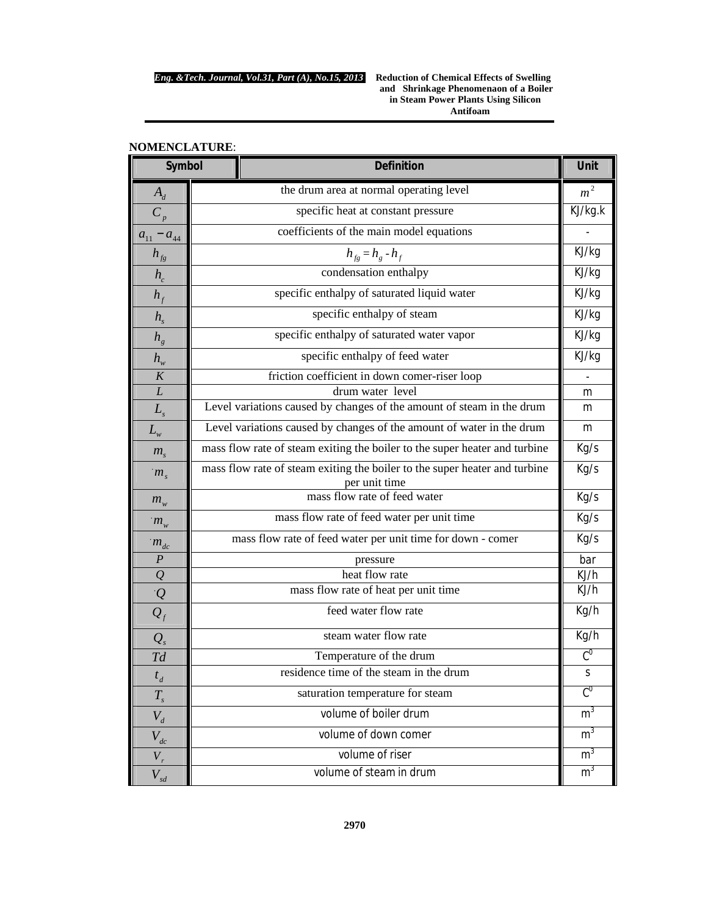**NOMENCLATURE**:

| Symbol | Definition | Unit |
|---|---|---|
| $A_d$ | the drum area at normal operating level | $m^2$ |
| $C_p$ | specific heat at constant pressure | KJ/kg.k |
| $a_{11} - a_{44}$ | coefficients of the main model equations | - |
| $h_{fg}$ | $h_{fg} = h_g - h_f$ | KJ/kg |
| $h_c$ | condensation enthalpy | KJ/kg |
| $h_f$ | specific enthalpy of saturated liquid water | KJ/kg |
| $h_s$ | specific enthalpy of steam | KJ/kg |
| $h_g$ | specific enthalpy of saturated water vapor | KJ/kg |
| $h_w$ | specific enthalpy of feed water | KJ/kg |
| $K$ | friction coefficient in down comer-riser loop | - |
| $L$ | drum water level | m |
| $L_s$ | Level variations caused by changes of the amount of steam in the drum | m |
| $L_w$ | Level variations caused by changes of the amount of water in the drum | m |
| $m_s$ | mass flow rate of steam exiting the boiler to the super heater and turbine | Kg/s |
| $\dot{m}_s$ | mass flow rate of steam exiting the boiler to the super heater and turbine per unit time | Kg/s |
| $m_w$ | mass flow rate of feed water | Kg/s |
| $\dot{m}_w$ | mass flow rate of feed water per unit time | Kg/s |
| $\dot{m}_{dc}$ | mass flow rate of feed water per unit time for down - comer | Kg/s |
| $P$ | pressure | bar |
| $Q$ | heat flow rate | KJ/h |
| $\dot{Q}$ | mass flow rate of heat per unit time | KJ/h |
| $Q_f$ | feed water flow rate | Kg/h |
| $Q_s$ | steam water flow rate | Kg/h |
| $Td$ | Temperature of the drum | $C^0$ |
| $t_d$ | residence time of the steam in the drum | s |
| $T_s$ | saturation temperature for steam | $C^0$ |
| $V_d$ | volume of boiler drum | $m^3$ |
| $V_{dc}$ | volume of down comer | $m^3$ |
| $V_r$ | volume of riser | $m^3$ |
| $V_{sd}$ | volume of steam in drum | $m^3$ |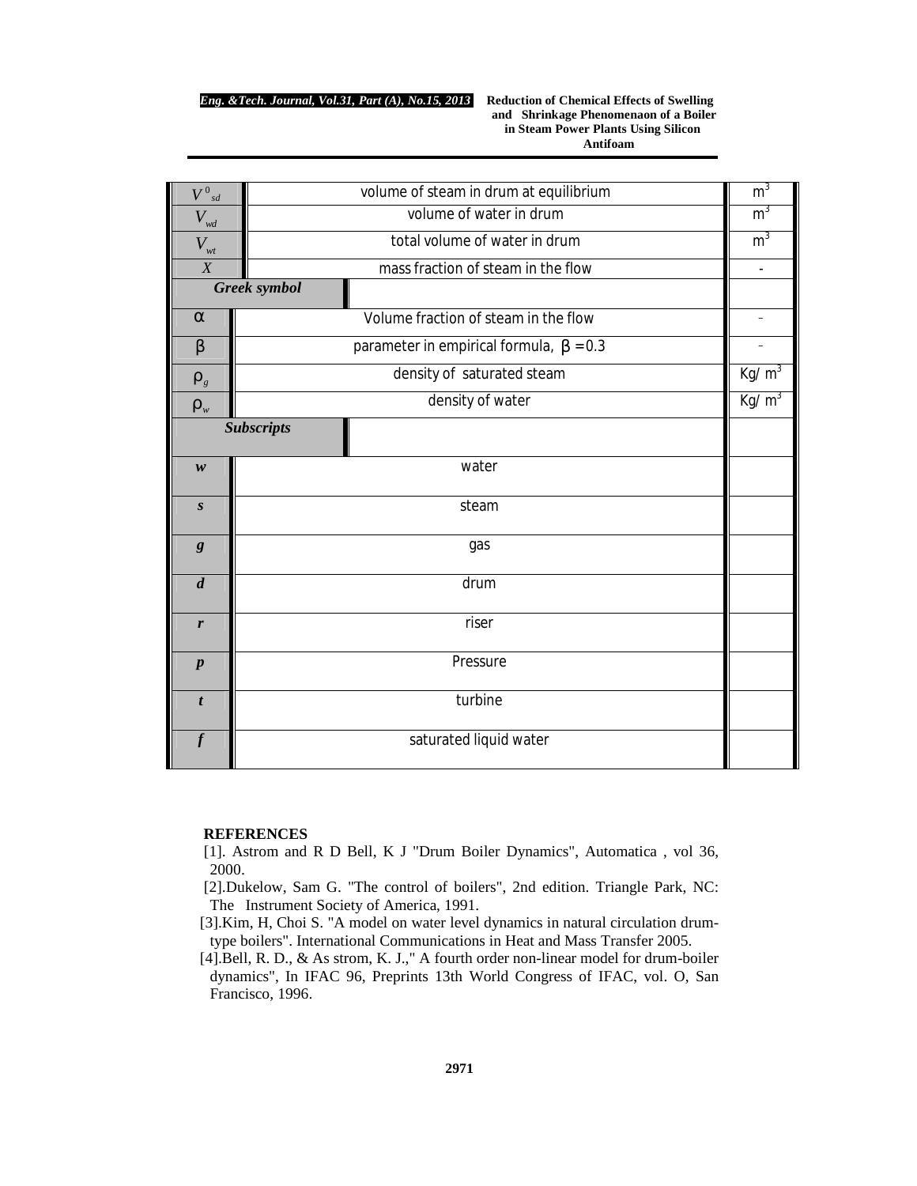| | | |
|---|---|---|
| $V^0_{sd}$ | volume of steam in drum at equilibrium | $m^3$ |
| $V_{wd}$ | volume of water in drum | $m^3$ |
| $V_{wt}$ | total volume of water in drum | $m^3$ |
| $X$ | mass fraction of steam in the flow | - |
| ***Greek symbol*** | | |
| $\alpha$ | Volume fraction of steam in the flow | - |
| $\beta$ | parameter in empirical formula, $\beta = 0.3$ | - |
| $\rho_g$ | density of saturated steam | $Kg/m^3$ |
| $\rho_w$ | density of water | $Kg/m^3$ |
| ***Subscripts*** | | |
| ***w*** | water | |
| ***s*** | steam | |
| ***g*** | gas | |
| ***d*** | drum | |
| ***r*** | riser | |
| ***p*** | Pressure | |
| ***t*** | turbine | |
| ***f*** | saturated liquid water | |

**REFERENCES**

[1]. Astrom and R D Bell, K J "Drum Boiler Dynamics", Automatica , vol 36, 2000.

[2].Dukelow, Sam G. "The control of boilers", 2nd edition. Triangle Park, NC: The Instrument Society of America, 1991.

[3].Kim, H, Choi S. "A model on water level dynamics in natural circulation drum-type boilers". International Communications in Heat and Mass Transfer 2005.

[4].Bell, R. D., & As strom, K. J.," A fourth order non-linear model for drum-boiler dynamics", In IFAC 96, Preprints 13th World Congress of IFAC, vol. O, San Francisco, 1996.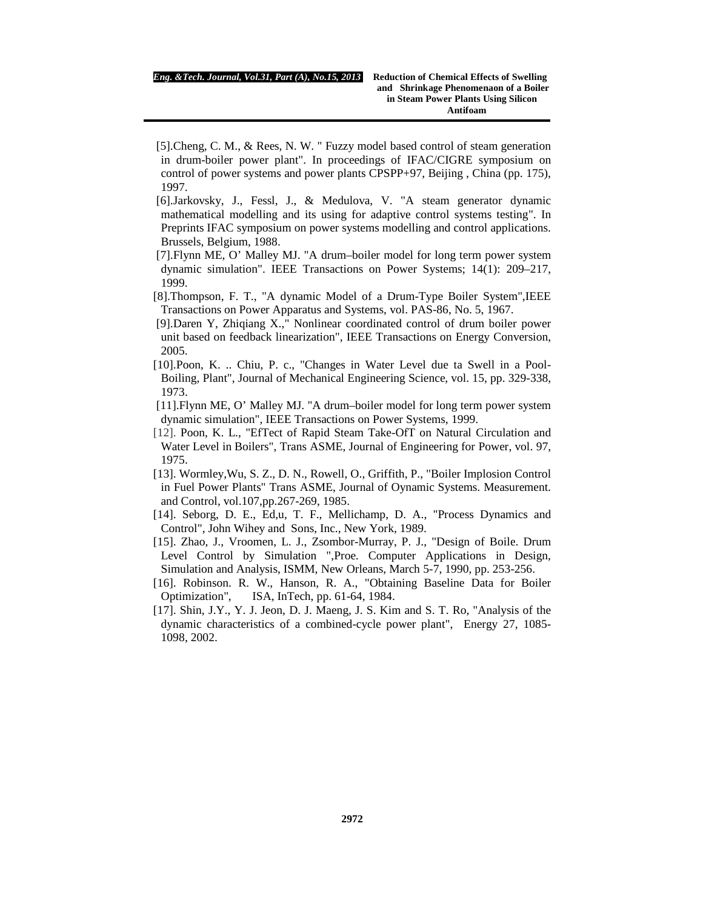[5].Cheng, C. M., & Rees, N. W. " Fuzzy model based control of steam generation in drum-boiler power plant". In proceedings of IFAC/CIGRE symposium on control of power systems and power plants CPSPP+97, Beijing , China (pp. 175), 1997.

[6].Jarkovsky, J., Fessl, J., & Medulova, V. "A steam generator dynamic mathematical modelling and its using for adaptive control systems testing". In Preprints IFAC symposium on power systems modelling and control applications. Brussels, Belgium, 1988.

[7].Flynn ME, O' Malley MJ. "A drum–boiler model for long term power system dynamic simulation". IEEE Transactions on Power Systems; 14(1): 209–217, 1999.

[8].Thompson, F. T., "A dynamic Model of a Drum-Type Boiler System",IEEE Transactions on Power Apparatus and Systems, vol. PAS-86, No. 5, 1967.

[9].Daren Y, Zhiqiang X.," Nonlinear coordinated control of drum boiler power unit based on feedback linearization", IEEE Transactions on Energy Conversion, 2005.

[10].Poon, K. .. Chiu, P. c., "Changes in Water Level due ta Swell in a Pool-Boiling, Plant", Journal of Mechanical Engineering Science, vol. 15, pp. 329-338, 1973.

[11].Flynn ME, O' Malley MJ. "A drum–boiler model for long term power system dynamic simulation", IEEE Transactions on Power Systems, 1999.

[12]. Poon, K. L., "EfTect of Rapid Steam Take-OfT on Natural Circulation and Water Level in Boilers", Trans ASME, Journal of Engineering for Power, vol. 97, 1975.

[13]. Wormley,Wu, S. Z., D. N., Rowell, O., Griffith, P., "Boiler Implosion Control in Fuel Power Plants" Trans ASME, Journal of Oynamic Systems. Measurement. and Control, vol.107,pp.267-269, 1985.

[14]. Seborg, D. E., Ed,u, T. F., Mellichamp, D. A., "Process Dynamics and Control", John Wihey and Sons, Inc., New York, 1989.

[15]. Zhao, J., Vroomen, L. J., Zsombor-Murray, P. J., "Design of Boile. Drum Level Control by Simulation ",Proe. Computer Applications in Design, Simulation and Analysis, ISMM, New Orleans, March 5-7, 1990, pp. 253-256.

[16]. Robinson. R. W., Hanson, R. A., "Obtaining Baseline Data for Boiler Optimization", ISA, InTech, pp. 61-64, 1984.

[17]. Shin, J.Y., Y. J. Jeon, D. J. Maeng, J. S. Kim and S. T. Ro, "Analysis of the dynamic characteristics of a combined-cycle power plant", Energy 27, 1085-1098, 2002.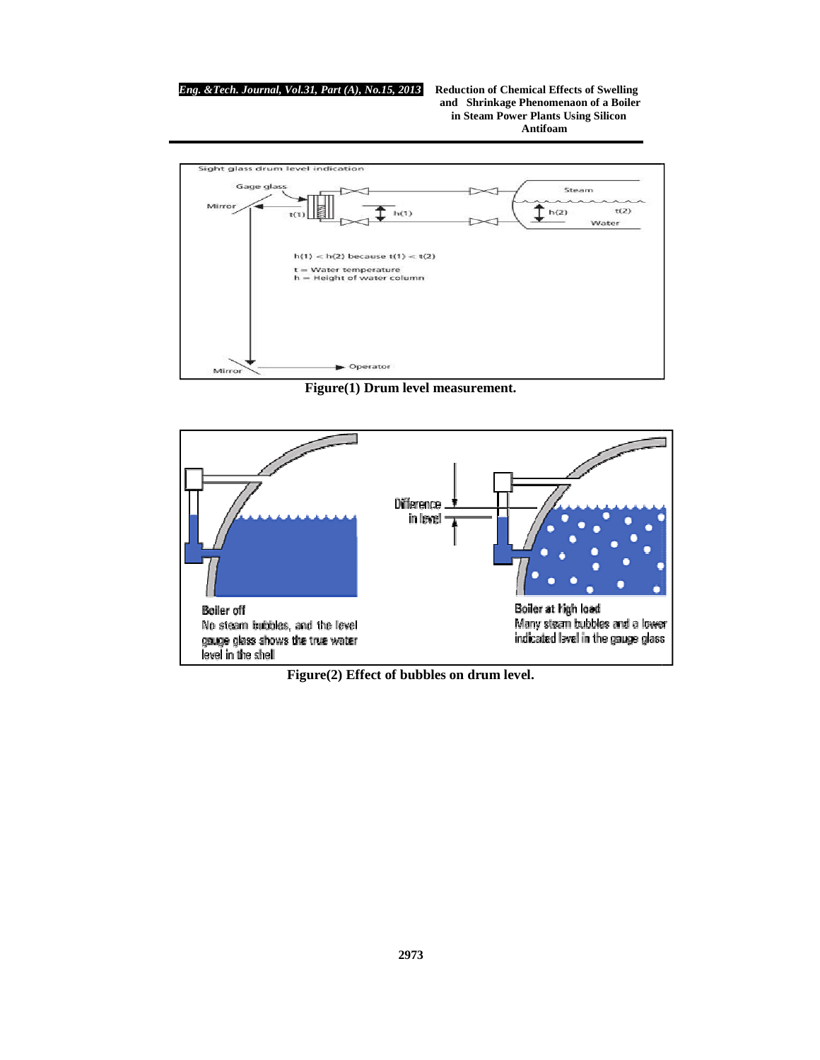Figure(1) Drum level measurement.

Figure(2) Effect of bubbles on drum level.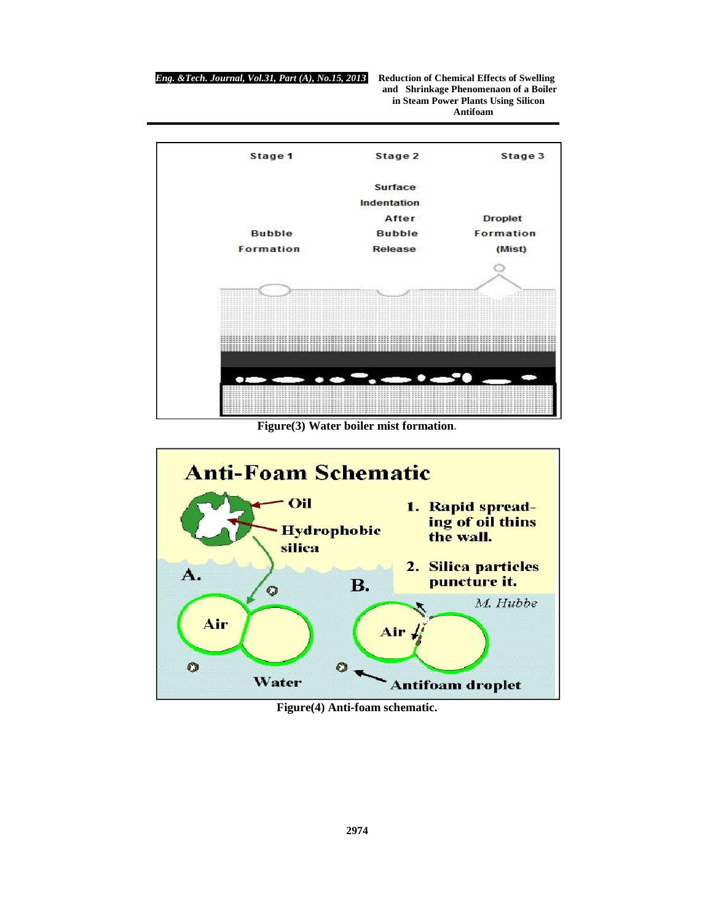Figure(3) Water boiler mist formation.

Figure(4) Anti-foam schematic.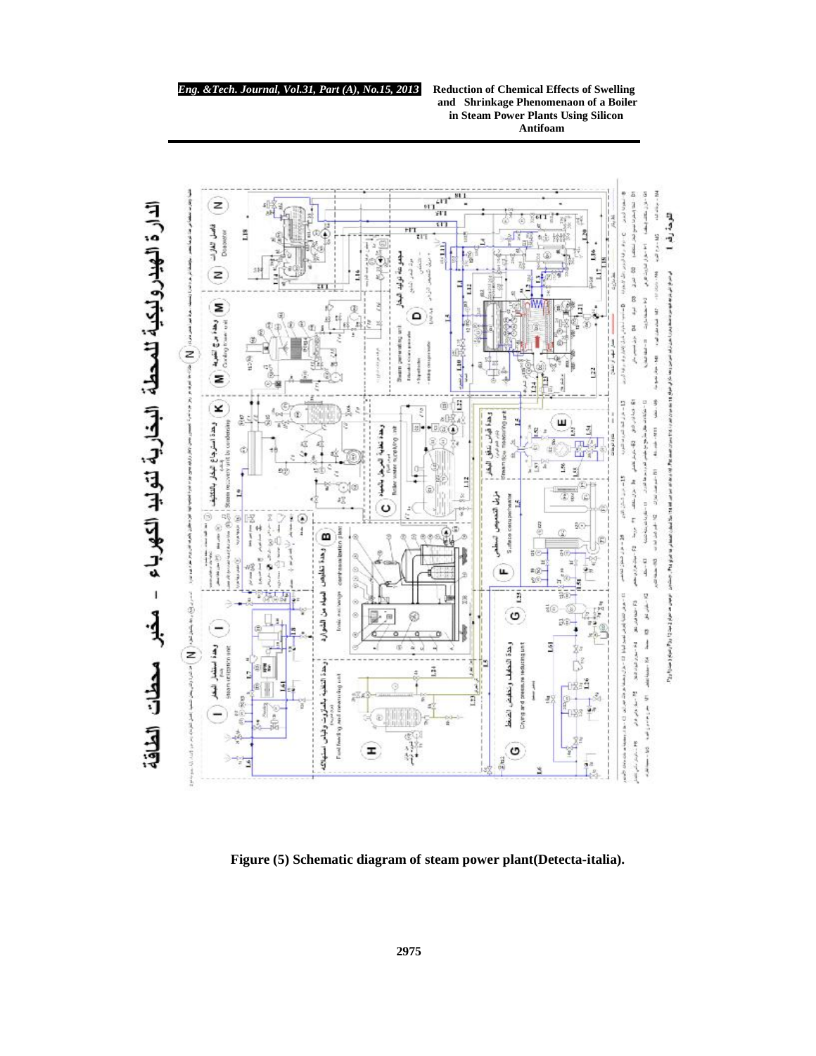Figure (5) Schematic diagram of steam power plant(Detecta-italia).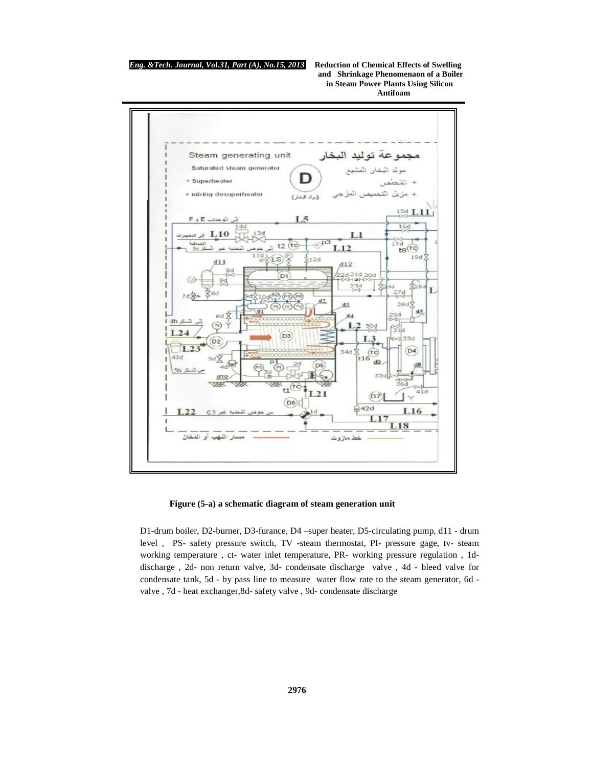**Figure (5-a) a schematic diagram of steam generation unit**

D1-drum boiler, D2-burner, D3-furance, D4 –super heater, D5-circulating pump, d11 - drum level , PS- safety pressure switch, TV -steam thermostat, PI- pressure gage, tv- steam working temperature , ct- water inlet temperature, PR- working pressure regulation , 1d-discharge , 2d- non return valve, 3d- condensate discharge valve , 4d - bleed valve for condensate tank, 5d - by pass line to measure water flow rate to the steam generator, 6d - valve , 7d - heat exchanger,8d- safety valve , 9d- condensate discharge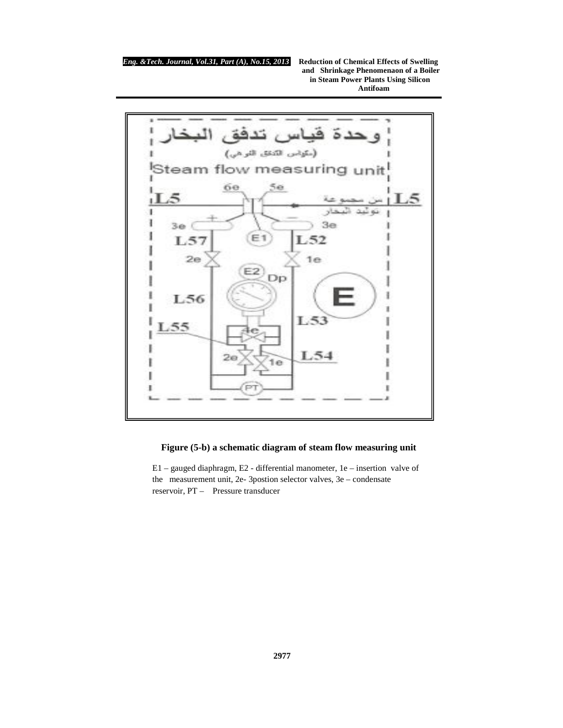**Figure (5-b) a schematic diagram of steam flow measuring unit**

E1 – gauged diaphragm, E2 - differential manometer, 1e – insertion valve of the measurement unit, 2e- 3postion selector valves, 3e – condensate reservoir, PT – Pressure transducer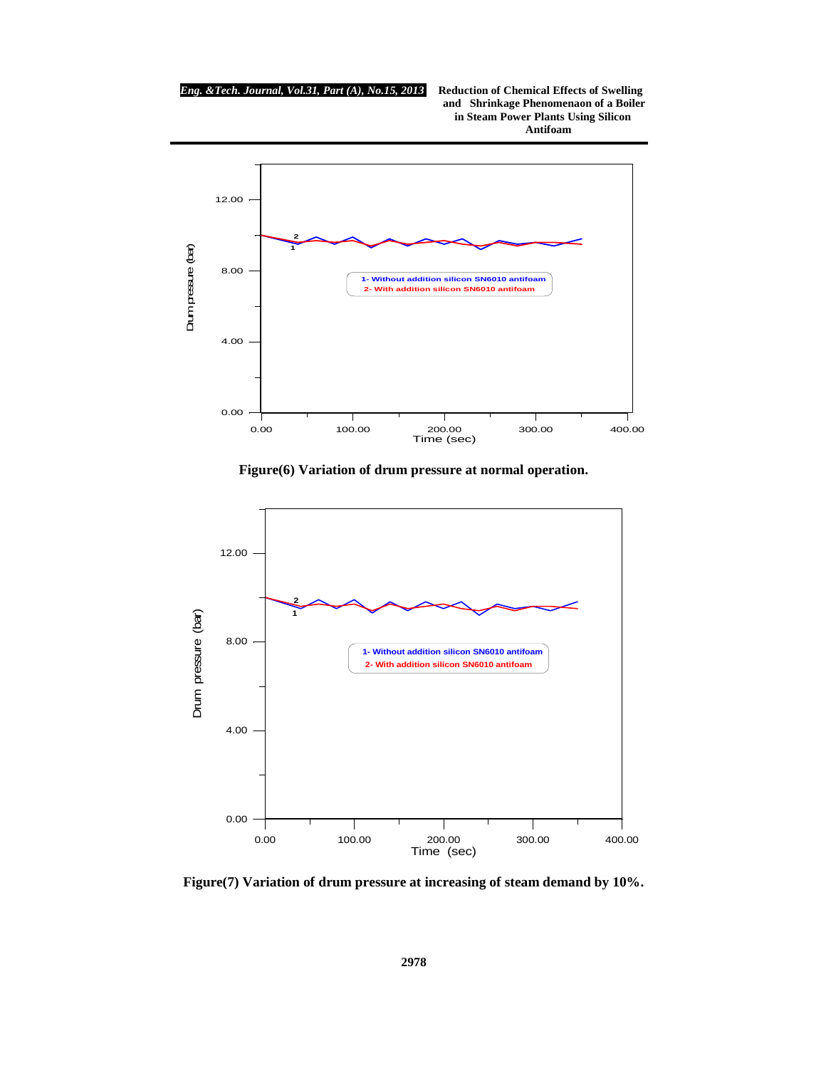Figure(6) Variation of drum pressure at normal operation.

Figure(7) Variation of drum pressure at increasing of steam demand by 10%.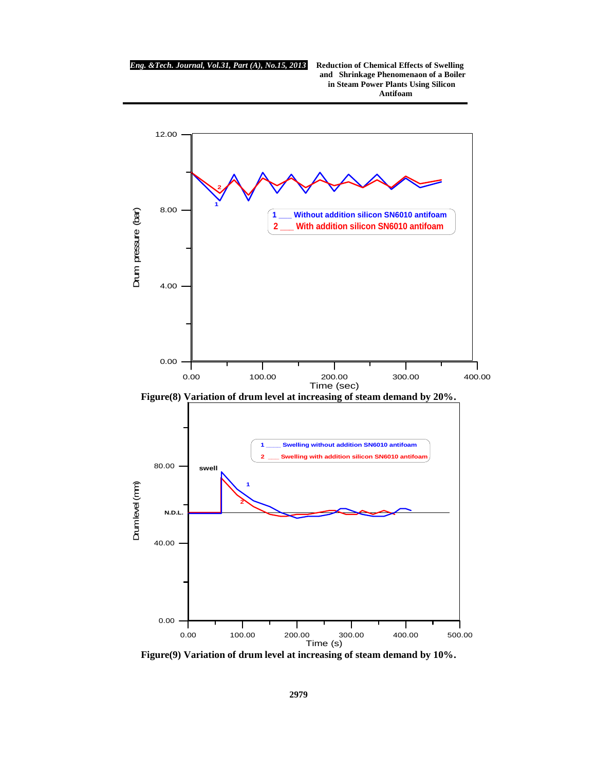Figure(8) Variation of drum level at increasing of steam demand by 20%.

Figure(9) Variation of drum level at increasing of steam demand by 10%.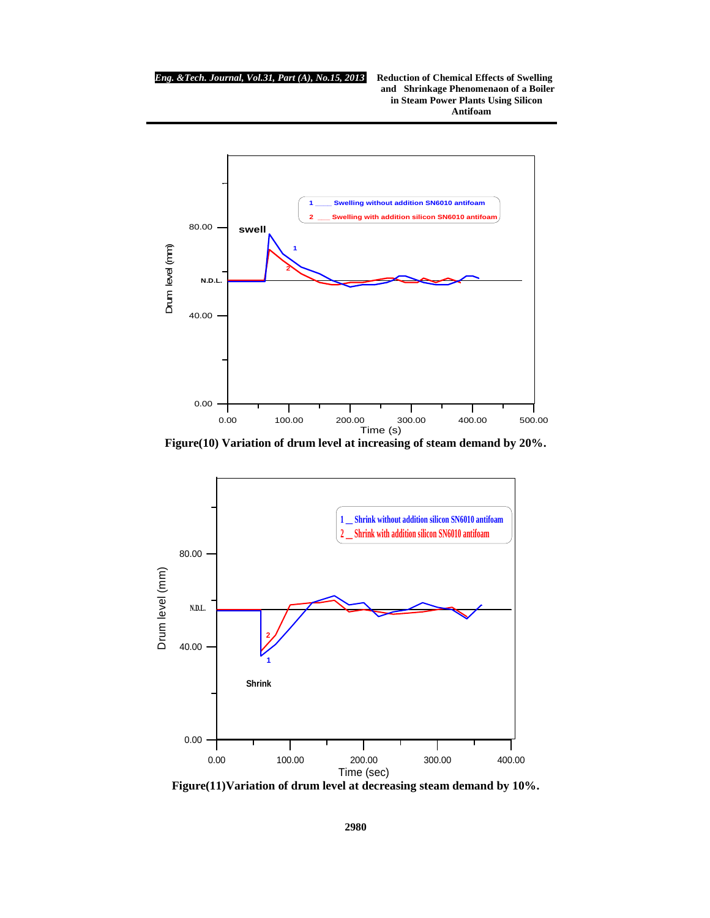Figure(10) Variation of drum level at increasing of steam demand by 20%.

Figure(11)Variation of drum level at decreasing steam demand by 10%.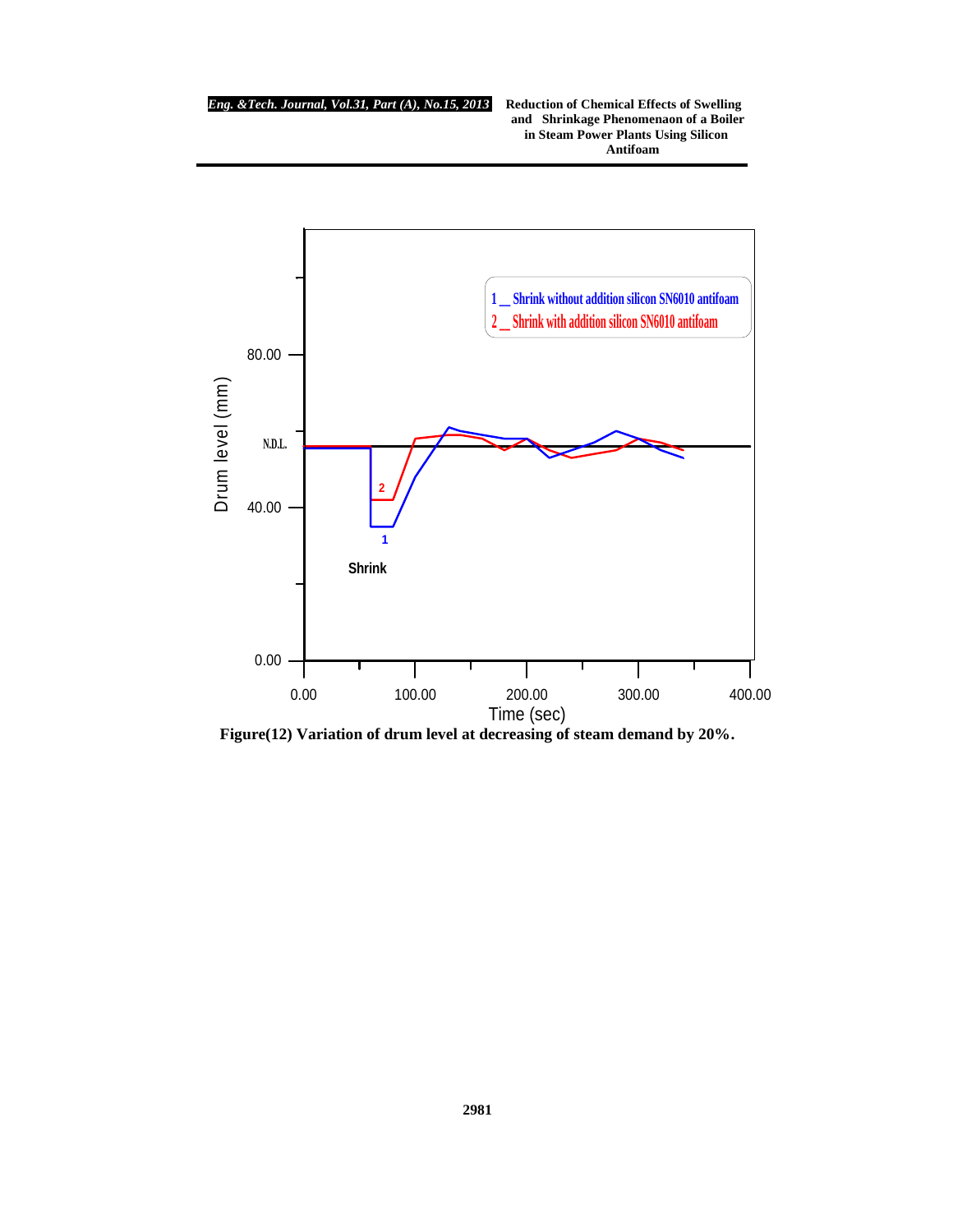1 _ Shrink without addition silicon SN6010 antifoam

2 _ Shrink with addition silicon SN6010 antifoam

80.00

N.D.L.

40.00

0.00

Drum level (mm)

2

1

Shrink

0.00 100.00 200.00 300.00 400.00

Time (sec)

**Figure(12) Variation of drum level at decreasing of steam demand by 20%.**